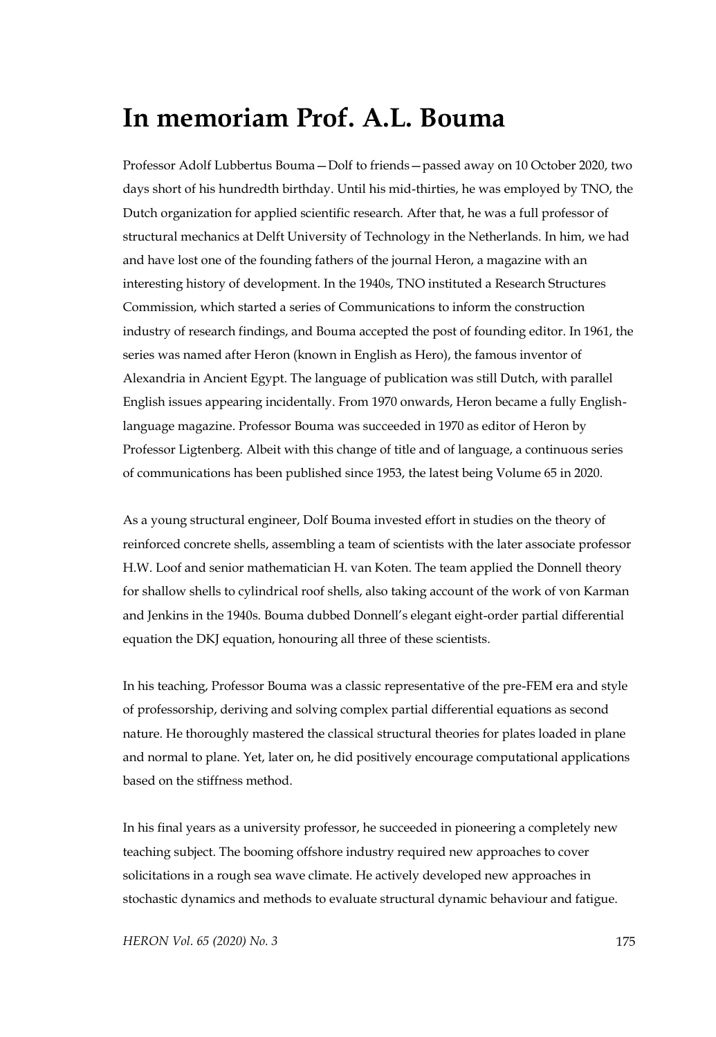# In memoriam Prof. A.L. Bouma

Professor Adolf Lubbertus Bouma—Dolf to friends—passed away on 10 October 2020, two days short of his hundredth birthday. Until his mid-thirties, he was employed by TNO, the Dutch organization for applied scientific research. After that, he was a full professor of structural mechanics at Delft University of Technology in the Netherlands. In him, we had and have lost one of the founding fathers of the journal Heron, a magazine with an interesting history of development. In the 1940s, TNO instituted a Research Structures Commission, which started a series of Communications to inform the construction industry of research findings, and Bouma accepted the post of founding editor. In 1961, the series was named after Heron (known in English as Hero), the famous inventor of Alexandria in Ancient Egypt. The language of publication was still Dutch, with parallel English issues appearing incidentally. From 1970 onwards, Heron became a fully English-language magazine. Professor Bouma was succeeded in 1970 as editor of Heron by Professor Ligtenberg. Albeit with this change of title and of language, a continuous series of communications has been published since 1953, the latest being Volume 65 in 2020.

As a young structural engineer, Dolf Bouma invested effort in studies on the theory of reinforced concrete shells, assembling a team of scientists with the later associate professor H.W. Loof and senior mathematician H. van Koten. The team applied the Donnell theory for shallow shells to cylindrical roof shells, also taking account of the work of von Karman and Jenkins in the 1940s. Bouma dubbed Donnell's elegant eight-order partial differential equation the DKJ equation, honouring all three of these scientists.

In his teaching, Professor Bouma was a classic representative of the pre-FEM era and style of professorship, deriving and solving complex partial differential equations as second nature. He thoroughly mastered the classical structural theories for plates loaded in plane and normal to plane. Yet, later on, he did positively encourage computational applications based on the stiffness method.

In his final years as a university professor, he succeeded in pioneering a completely new teaching subject. The booming offshore industry required new approaches to cover solicitations in a rough sea wave climate. He actively developed new approaches in stochastic dynamics and methods to evaluate structural dynamic behaviour and fatigue.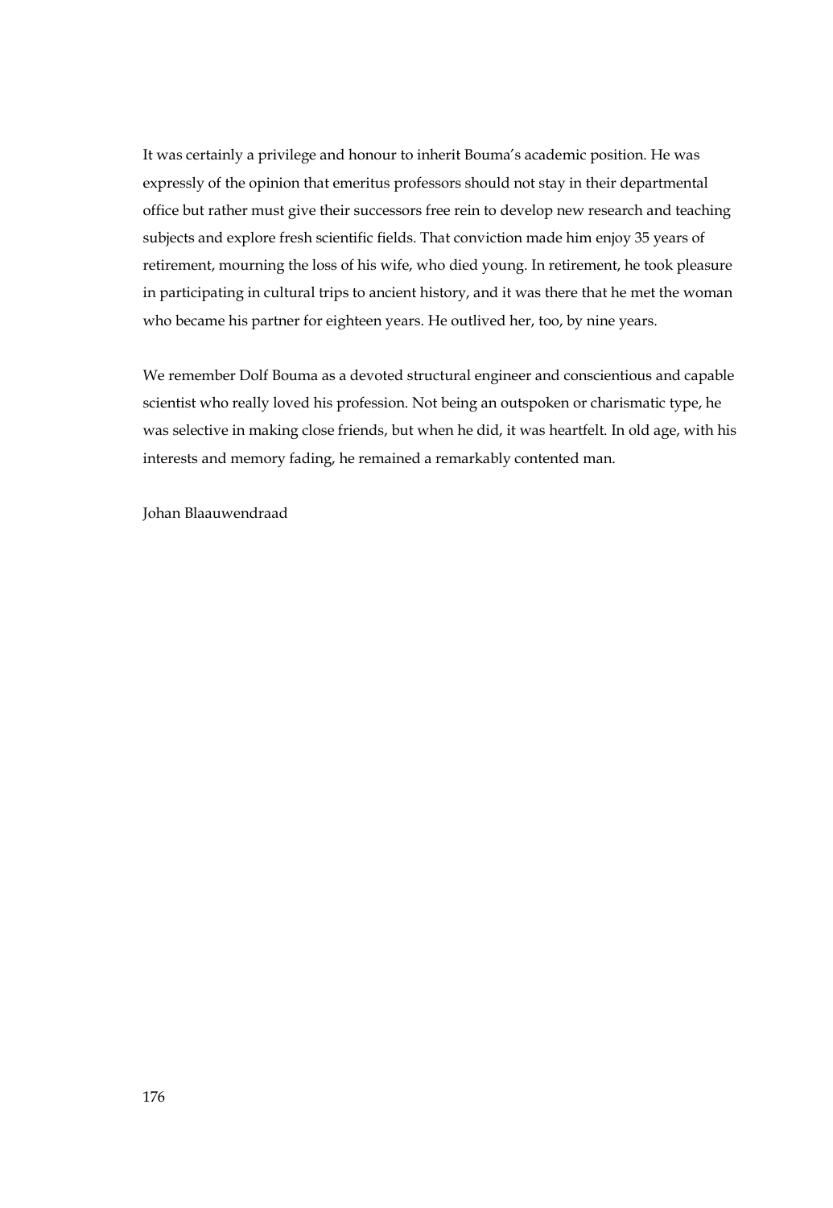It was certainly a privilege and honour to inherit Bouma's academic position. He was expressly of the opinion that emeritus professors should not stay in their departmental office but rather must give their successors free rein to develop new research and teaching subjects and explore fresh scientific fields. That conviction made him enjoy 35 years of retirement, mourning the loss of his wife, who died young. In retirement, he took pleasure in participating in cultural trips to ancient history, and it was there that he met the woman who became his partner for eighteen years. He outlived her, too, by nine years.

We remember Dolf Bouma as a devoted structural engineer and conscientious and capable scientist who really loved his profession. Not being an outspoken or charismatic type, he was selective in making close friends, but when he did, it was heartfelt. In old age, with his interests and memory fading, he remained a remarkably contented man.

Johan Blaauwendraad